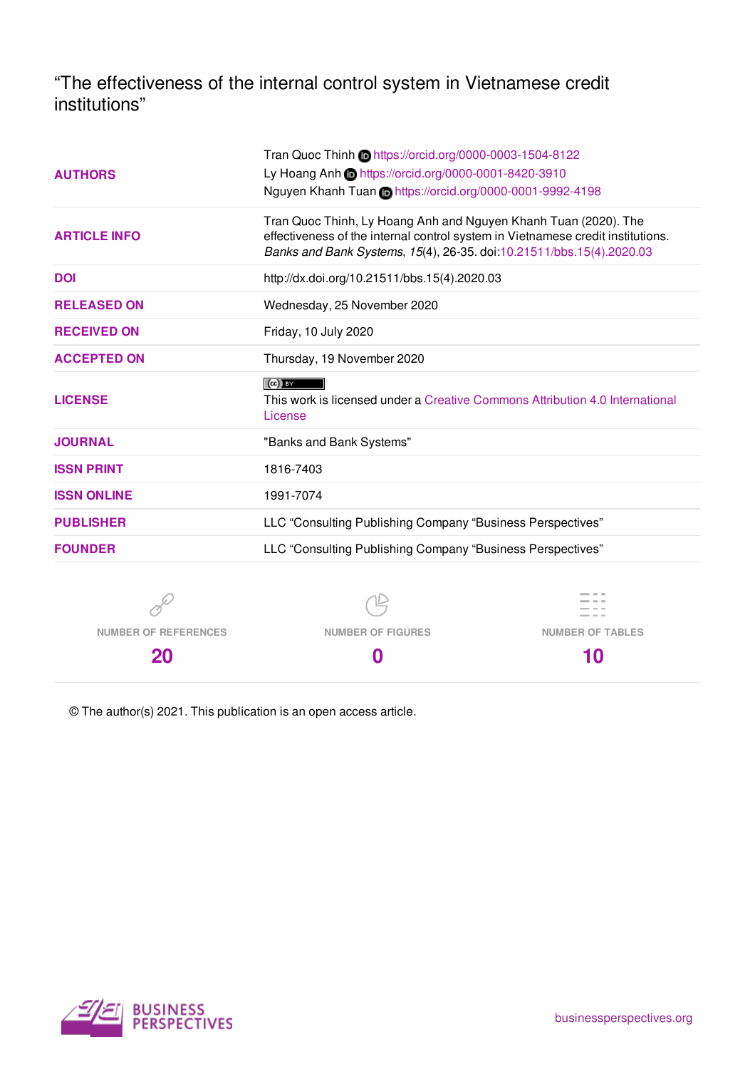# "The effectiveness of the internal control system in Vietnamese credit institutions"

| | |
|---|---|
| **AUTHORS** | Tran Quoc Thinh https://orcid.org/0000-0003-1504-8122<br>Ly Hoang Anh https://orcid.org/0000-0001-8420-3910<br>Nguyen Khanh Tuan https://orcid.org/0000-0001-9992-4198 |
| **ARTICLE INFO** | Tran Quoc Thinh, Ly Hoang Anh and Nguyen Khanh Tuan (2020). The effectiveness of the internal control system in Vietnamese credit institutions. *Banks and Bank Systems*, *15*(4), 26-35. doi:10.21511/bbs.15(4).2020.03 |
| **DOI** | http://dx.doi.org/10.21511/bbs.15(4).2020.03 |
| **RELEASED ON** | Wednesday, 25 November 2020 |
| **RECEIVED ON** | Friday, 10 July 2020 |
| **ACCEPTED ON** | Thursday, 19 November 2020 |
| **LICENSE** | This work is licensed under a Creative Commons Attribution 4.0 International License |
| **JOURNAL** | "Banks and Bank Systems" |
| **ISSN PRINT** | 1816-7403 |
| **ISSN ONLINE** | 1991-7074 |
| **PUBLISHER** | LLC "Consulting Publishing Company "Business Perspectives" |
| **FOUNDER** | LLC "Consulting Publishing Company "Business Perspectives" |

| NUMBER OF REFERENCES | NUMBER OF FIGURES | NUMBER OF TABLES |
|---|---|---|
| 20 | 0 | 10 |

© The author(s) 2021. This publication is an open access article.

BUSINESS PERSPECTIVES

businessperspectives.org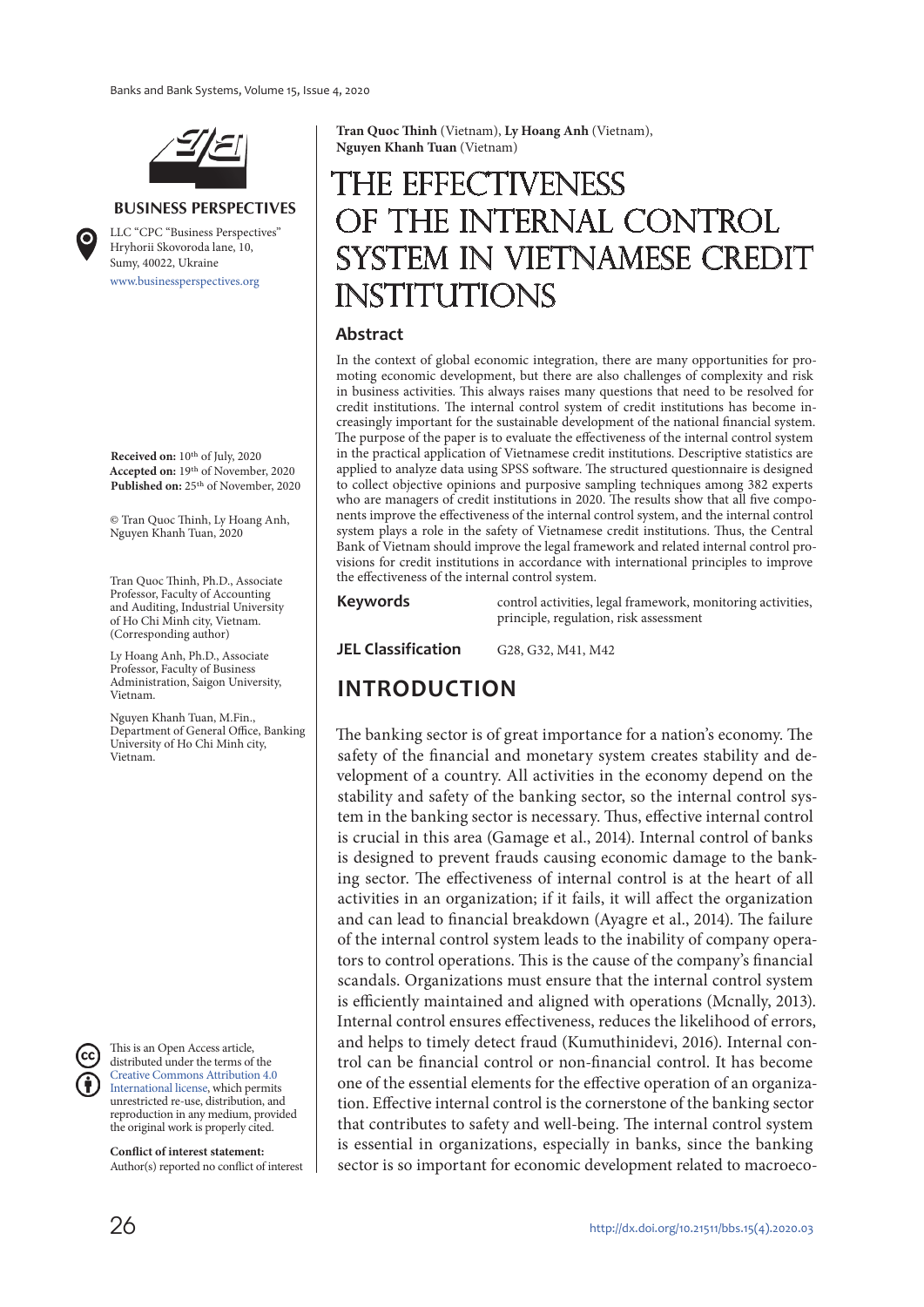**Tran Quoc Thinh** (Vietnam), **Ly Hoang Anh** (Vietnam), **Nguyen Khanh Tuan** (Vietnam)

# THE EFFECTIVENESS OF THE INTERNAL CONTROL SYSTEM IN VIETNAMESE CREDIT INSTITUTIONS

BUSINESS PERSPECTIVES

LLC "CPC "Business Perspectives" Hryhorii Skovoroda lane, 10, Sumy, 40022, Ukraine

www.businessperspectives.org

**Received on:** 10th of July, 2020
**Accepted on:** 19th of November, 2020
**Published on:** 25th of November, 2020

© Tran Quoc Thinh, Ly Hoang Anh, Nguyen Khanh Tuan, 2020

Tran Quoc Thinh, Ph.D., Associate Professor, Faculty of Accounting and Auditing, Industrial University of Ho Chi Minh city, Vietnam. (Corresponding author)

Ly Hoang Anh, Ph.D., Associate Professor, Faculty of Business Administration, Saigon University, Vietnam.

Nguyen Khanh Tuan, M.Fin., Department of General Office, Banking University of Ho Chi Minh city, Vietnam.

This is an Open Access article, distributed under the terms of the Creative Commons Attribution 4.0 International license, which permits unrestricted re-use, distribution, and reproduction in any medium, provided the original work is properly cited.

**Conflict of interest statement:** Author(s) reported no conflict of interest

## Abstract

In the context of global economic integration, there are many opportunities for promoting economic development, but there are also challenges of complexity and risk in business activities. This always raises many questions that need to be resolved for credit institutions. The internal control system of credit institutions has become increasingly important for the sustainable development of the national financial system. The purpose of the paper is to evaluate the effectiveness of the internal control system in the practical application of Vietnamese credit institutions. Descriptive statistics are applied to analyze data using SPSS software. The structured questionnaire is designed to collect objective opinions and purposive sampling techniques among 382 experts who are managers of credit institutions in 2020. The results show that all five components improve the effectiveness of the internal control system, and the internal control system plays a role in the safety of Vietnamese credit institutions. Thus, the Central Bank of Vietnam should improve the legal framework and related internal control provisions for credit institutions in accordance with international principles to improve the effectiveness of the internal control system.

**Keywords** control activities, legal framework, monitoring activities, principle, regulation, risk assessment

**JEL Classification** G28, G32, M41, M42

## INTRODUCTION

The banking sector is of great importance for a nation's economy. The safety of the financial and monetary system creates stability and development of a country. All activities in the economy depend on the stability and safety of the banking sector, so the internal control system in the banking sector is necessary. Thus, effective internal control is crucial in this area (Gamage et al., 2014). Internal control of banks is designed to prevent frauds causing economic damage to the banking sector. The effectiveness of internal control is at the heart of all activities in an organization; if it fails, it will affect the organization and can lead to financial breakdown (Ayagre et al., 2014). The failure of the internal control system leads to the inability of company operators to control operations. This is the cause of the company's financial scandals. Organizations must ensure that the internal control system is efficiently maintained and aligned with operations (Mcnally, 2013). Internal control ensures effectiveness, reduces the likelihood of errors, and helps to timely detect fraud (Kumuthinidevi, 2016). Internal control can be financial control or non-financial control. It has become one of the essential elements for the effective operation of an organization. Effective internal control is the cornerstone of the banking sector that contributes to safety and well-being. The internal control system is essential in organizations, especially in banks, since the banking sector is so important for economic development related to macroeco-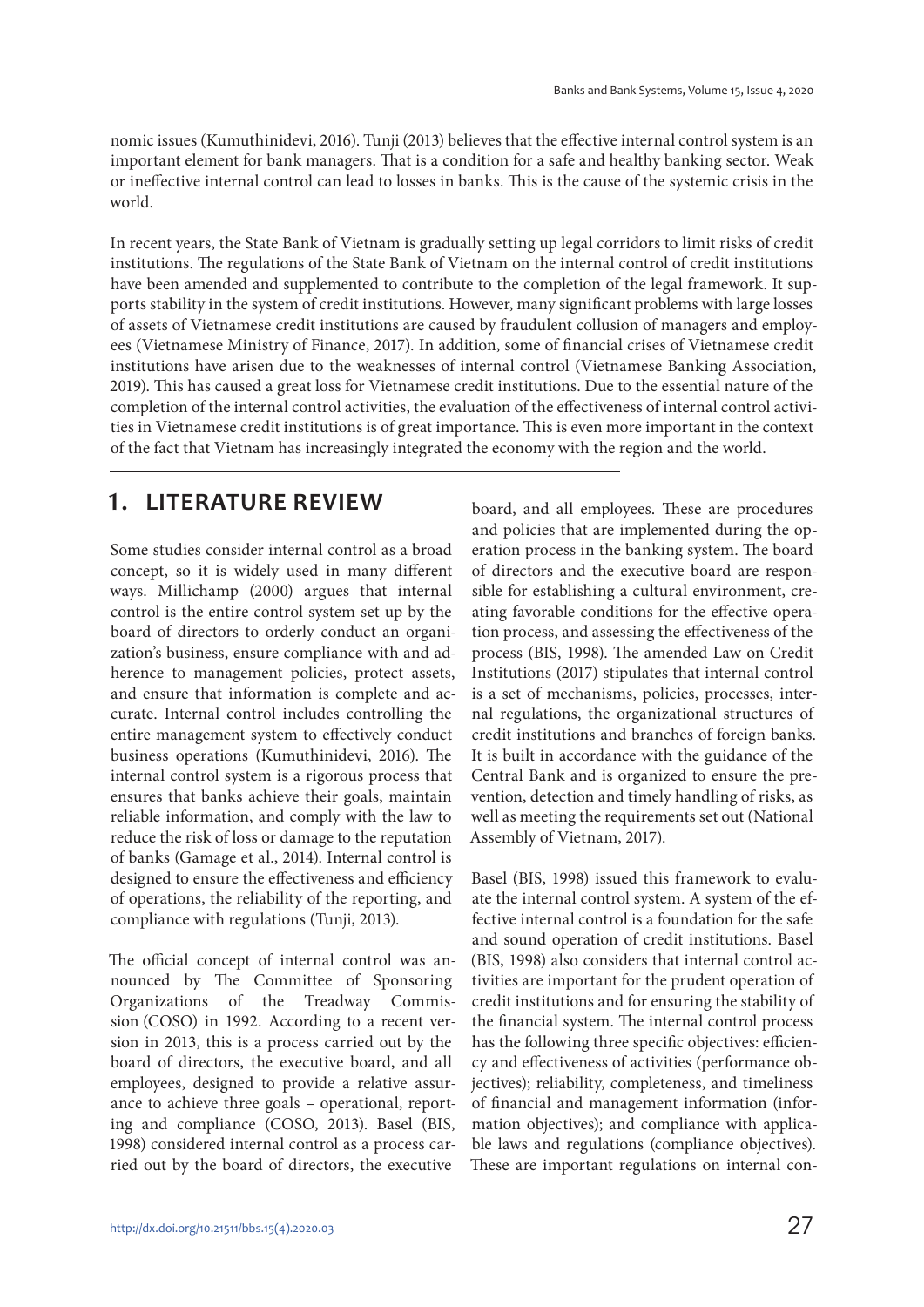nomic issues (Kumuthinidevi, 2016). Tunji (2013) believes that the effective internal control system is an important element for bank managers. That is a condition for a safe and healthy banking sector. Weak or ineffective internal control can lead to losses in banks. This is the cause of the systemic crisis in the world.

In recent years, the State Bank of Vietnam is gradually setting up legal corridors to limit risks of credit institutions. The regulations of the State Bank of Vietnam on the internal control of credit institutions have been amended and supplemented to contribute to the completion of the legal framework. It supports stability in the system of credit institutions. However, many significant problems with large losses of assets of Vietnamese credit institutions are caused by fraudulent collusion of managers and employees (Vietnamese Ministry of Finance, 2017). In addition, some of financial crises of Vietnamese credit institutions have arisen due to the weaknesses of internal control (Vietnamese Banking Association, 2019). This has caused a great loss for Vietnamese credit institutions. Due to the essential nature of the completion of the internal control activities, the evaluation of the effectiveness of internal control activities in Vietnamese credit institutions is of great importance. This is even more important in the context of the fact that Vietnam has increasingly integrated the economy with the region and the world.

## 1. LITERATURE REVIEW

Some studies consider internal control as a broad concept, so it is widely used in many different ways. Millichamp (2000) argues that internal control is the entire control system set up by the board of directors to orderly conduct an organization's business, ensure compliance with and adherence to management policies, protect assets, and ensure that information is complete and accurate. Internal control includes controlling the entire management system to effectively conduct business operations (Kumuthinidevi, 2016). The internal control system is a rigorous process that ensures that banks achieve their goals, maintain reliable information, and comply with the law to reduce the risk of loss or damage to the reputation of banks (Gamage et al., 2014). Internal control is designed to ensure the effectiveness and efficiency of operations, the reliability of the reporting, and compliance with regulations (Tunji, 2013).

The official concept of internal control was announced by The Committee of Sponsoring Organizations of the Treadway Commission (COSO) in 1992. According to a recent version in 2013, this is a process carried out by the board of directors, the executive board, and all employees, designed to provide a relative assurance to achieve three goals – operational, reporting and compliance (COSO, 2013). Basel (BIS, 1998) considered internal control as a process carried out by the board of directors, the executive board, and all employees. These are procedures and policies that are implemented during the operation process in the banking system. The board of directors and the executive board are responsible for establishing a cultural environment, creating favorable conditions for the effective operation process, and assessing the effectiveness of the process (BIS, 1998). The amended Law on Credit Institutions (2017) stipulates that internal control is a set of mechanisms, policies, processes, internal regulations, the organizational structures of credit institutions and branches of foreign banks. It is built in accordance with the guidance of the Central Bank and is organized to ensure the prevention, detection and timely handling of risks, as well as meeting the requirements set out (National Assembly of Vietnam, 2017).

Basel (BIS, 1998) issued this framework to evaluate the internal control system. A system of the effective internal control is a foundation for the safe and sound operation of credit institutions. Basel (BIS, 1998) also considers that internal control activities are important for the prudent operation of credit institutions and for ensuring the stability of the financial system. The internal control process has the following three specific objectives: efficiency and effectiveness of activities (performance objectives); reliability, completeness, and timeliness of financial and management information (information objectives); and compliance with applicable laws and regulations (compliance objectives). These are important regulations on internal con-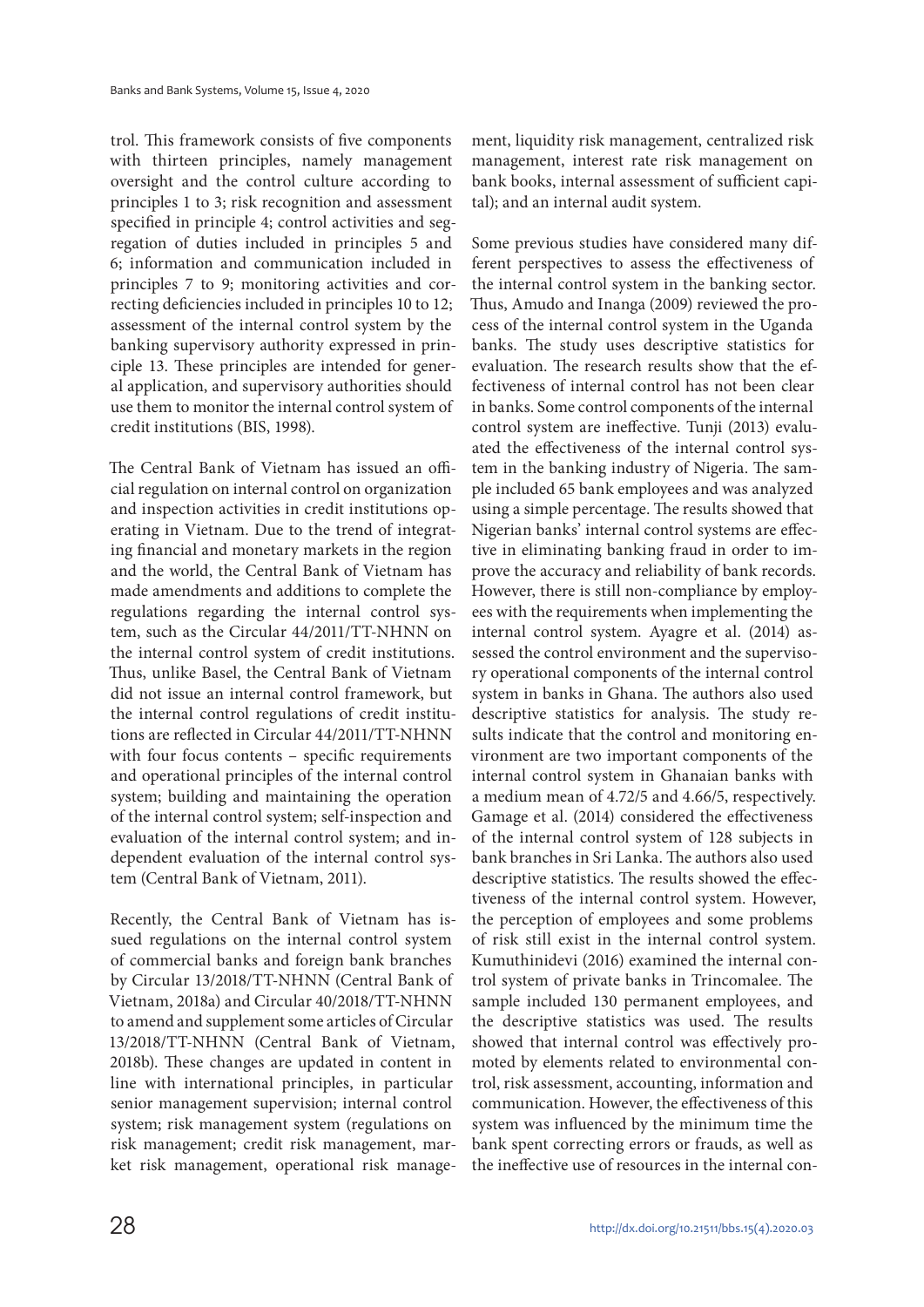trol. This framework consists of five components with thirteen principles, namely management oversight and the control culture according to principles 1 to 3; risk recognition and assessment specified in principle 4; control activities and segregation of duties included in principles 5 and 6; information and communication included in principles 7 to 9; monitoring activities and correcting deficiencies included in principles 10 to 12; assessment of the internal control system by the banking supervisory authority expressed in principle 13. These principles are intended for general application, and supervisory authorities should use them to monitor the internal control system of credit institutions (BIS, 1998).

The Central Bank of Vietnam has issued an official regulation on internal control on organization and inspection activities in credit institutions operating in Vietnam. Due to the trend of integrating financial and monetary markets in the region and the world, the Central Bank of Vietnam has made amendments and additions to complete the regulations regarding the internal control system, such as the Circular 44/2011/TT-NHNN on the internal control system of credit institutions. Thus, unlike Basel, the Central Bank of Vietnam did not issue an internal control framework, but the internal control regulations of credit institutions are reflected in Circular 44/2011/TT-NHNN with four focus contents – specific requirements and operational principles of the internal control system; building and maintaining the operation of the internal control system; self-inspection and evaluation of the internal control system; and independent evaluation of the internal control system (Central Bank of Vietnam, 2011).

Recently, the Central Bank of Vietnam has issued regulations on the internal control system of commercial banks and foreign bank branches by Circular 13/2018/TT-NHNN (Central Bank of Vietnam, 2018a) and Circular 40/2018/TT-NHNN to amend and supplement some articles of Circular 13/2018/TT-NHNN (Central Bank of Vietnam, 2018b). These changes are updated in content in line with international principles, in particular senior management supervision; internal control system; risk management system (regulations on risk management; credit risk management, market risk management, operational risk management, liquidity risk management, centralized risk management, interest rate risk management on bank books, internal assessment of sufficient capital); and an internal audit system.

Some previous studies have considered many different perspectives to assess the effectiveness of the internal control system in the banking sector. Thus, Amudo and Inanga (2009) reviewed the process of the internal control system in the Uganda banks. The study uses descriptive statistics for evaluation. The research results show that the effectiveness of internal control has not been clear in banks. Some control components of the internal control system are ineffective. Tunji (2013) evaluated the effectiveness of the internal control system in the banking industry of Nigeria. The sample included 65 bank employees and was analyzed using a simple percentage. The results showed that Nigerian banks' internal control systems are effective in eliminating banking fraud in order to improve the accuracy and reliability of bank records. However, there is still non-compliance by employees with the requirements when implementing the internal control system. Ayagre et al. (2014) assessed the control environment and the supervisory operational components of the internal control system in banks in Ghana. The authors also used descriptive statistics for analysis. The study results indicate that the control and monitoring environment are two important components of the internal control system in Ghanaian banks with a medium mean of 4.72/5 and 4.66/5, respectively. Gamage et al. (2014) considered the effectiveness of the internal control system of 128 subjects in bank branches in Sri Lanka. The authors also used descriptive statistics. The results showed the effectiveness of the internal control system. However, the perception of employees and some problems of risk still exist in the internal control system. Kumuthinidevi (2016) examined the internal control system of private banks in Trincomalee. The sample included 130 permanent employees, and the descriptive statistics was used. The results showed that internal control was effectively promoted by elements related to environmental control, risk assessment, accounting, information and communication. However, the effectiveness of this system was influenced by the minimum time the bank spent correcting errors or frauds, as well as the ineffective use of resources in the internal con-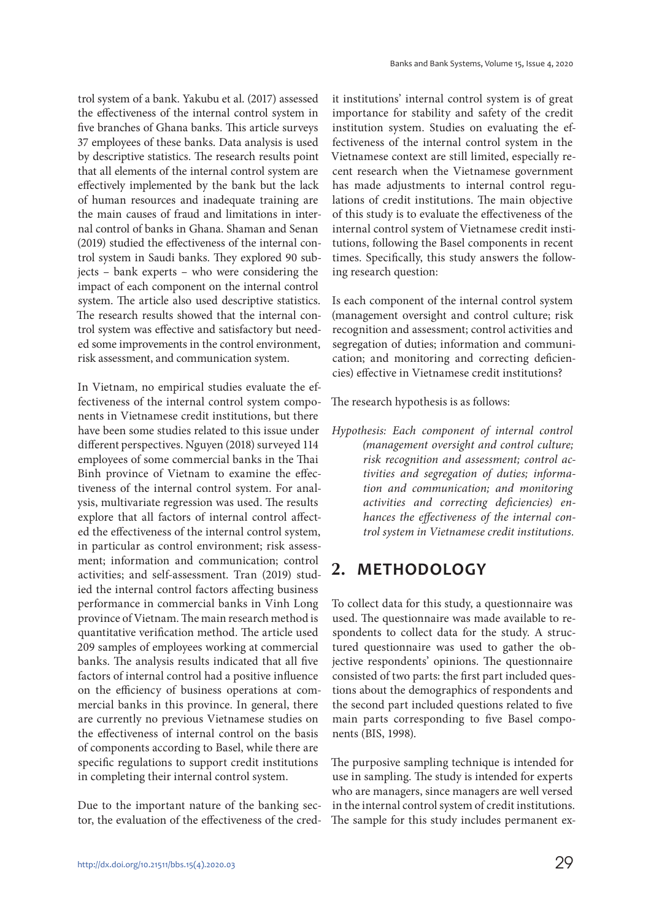trol system of a bank. Yakubu et al. (2017) assessed the effectiveness of the internal control system in five branches of Ghana banks. This article surveys 37 employees of these banks. Data analysis is used by descriptive statistics. The research results point that all elements of the internal control system are effectively implemented by the bank but the lack of human resources and inadequate training are the main causes of fraud and limitations in internal control of banks in Ghana. Shaman and Senan (2019) studied the effectiveness of the internal control system in Saudi banks. They explored 90 subjects – bank experts – who were considering the impact of each component on the internal control system. The article also used descriptive statistics. The research results showed that the internal control system was effective and satisfactory but needed some improvements in the control environment, risk assessment, and communication system.

In Vietnam, no empirical studies evaluate the effectiveness of the internal control system components in Vietnamese credit institutions, but there have been some studies related to this issue under different perspectives. Nguyen (2018) surveyed 114 employees of some commercial banks in the Thai Binh province of Vietnam to examine the effectiveness of the internal control system. For analysis, multivariate regression was used. The results explore that all factors of internal control affected the effectiveness of the internal control system, in particular as control environment; risk assessment; information and communication; control activities; and self-assessment. Tran (2019) studied the internal control factors affecting business performance in commercial banks in Vinh Long province of Vietnam. The main research method is quantitative verification method. The article used 209 samples of employees working at commercial banks. The analysis results indicated that all five factors of internal control had a positive influence on the efficiency of business operations at commercial banks in this province. In general, there are currently no previous Vietnamese studies on the effectiveness of internal control on the basis of components according to Basel, while there are specific regulations to support credit institutions in completing their internal control system.

Due to the important nature of the banking sector, the evaluation of the effectiveness of the credit institutions' internal control system is of great importance for stability and safety of the credit institution system. Studies on evaluating the effectiveness of the internal control system in the Vietnamese context are still limited, especially recent research when the Vietnamese government has made adjustments to internal control regulations of credit institutions. The main objective of this study is to evaluate the effectiveness of the internal control system of Vietnamese credit institutions, following the Basel components in recent times. Specifically, this study answers the following research question:

Is each component of the internal control system (management oversight and control culture; risk recognition and assessment; control activities and segregation of duties; information and communication; and monitoring and correcting deficiencies) effective in Vietnamese credit institutions?

The research hypothesis is as follows:

*Hypothesis: Each component of internal control (management oversight and control culture; risk recognition and assessment; control activities and segregation of duties; information and communication; and monitoring activities and correcting deficiencies) enhances the effectiveness of the internal control system in Vietnamese credit institutions.*

## 2. METHODOLOGY

To collect data for this study, a questionnaire was used. The questionnaire was made available to respondents to collect data for the study. A structured questionnaire was used to gather the objective respondents' opinions. The questionnaire consisted of two parts: the first part included questions about the demographics of respondents and the second part included questions related to five main parts corresponding to five Basel components (BIS, 1998).

The purposive sampling technique is intended for use in sampling. The study is intended for experts who are managers, since managers are well versed in the internal control system of credit institutions. The sample for this study includes permanent ex-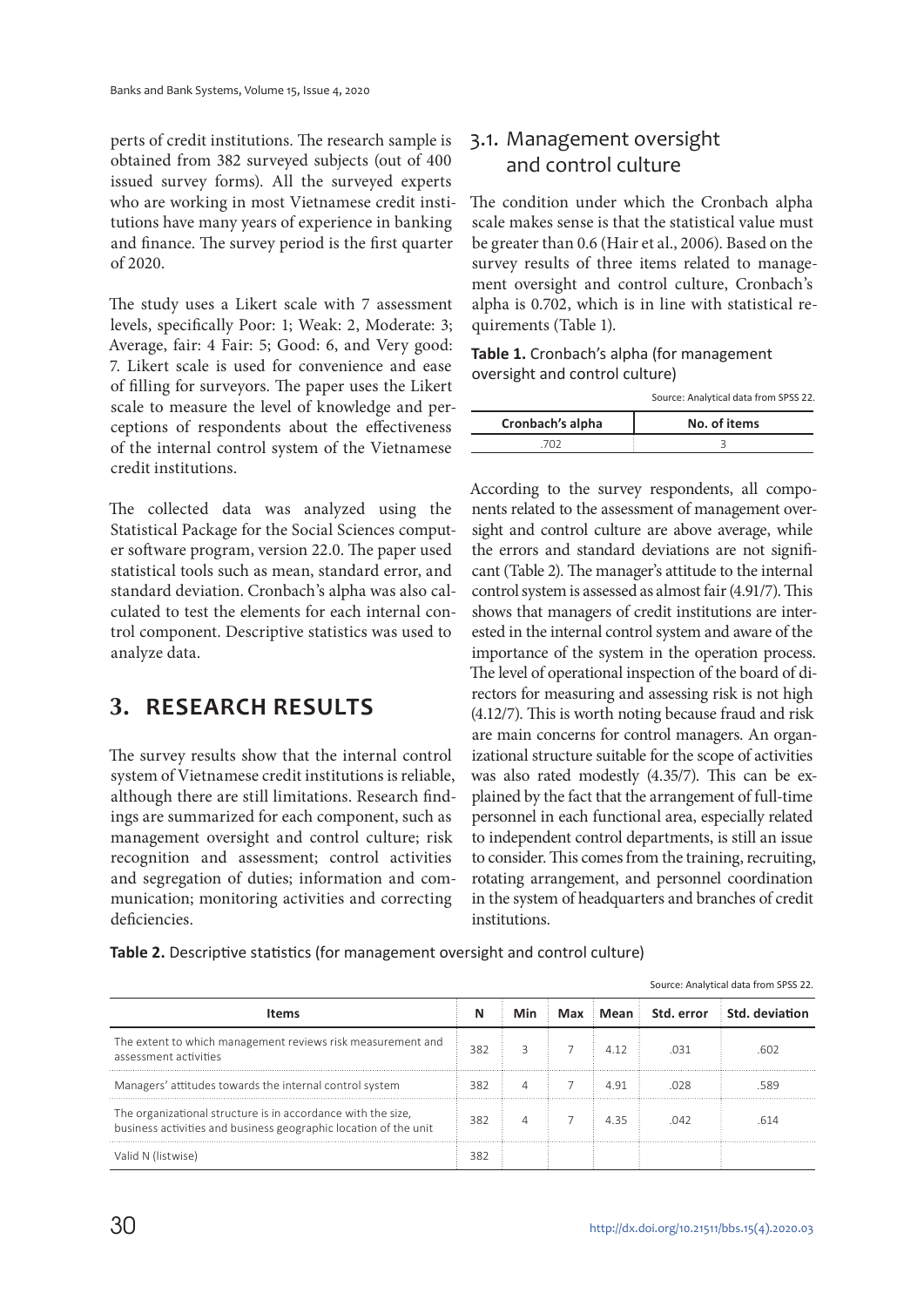perts of credit institutions. The research sample is obtained from 382 surveyed subjects (out of 400 issued survey forms). All the surveyed experts who are working in most Vietnamese credit institutions have many years of experience in banking and finance. The survey period is the first quarter of 2020.

The study uses a Likert scale with 7 assessment levels, specifically Poor: 1; Weak: 2, Moderate: 3; Average, fair: 4 Fair: 5; Good: 6, and Very good: 7. Likert scale is used for convenience and ease of filling for surveyors. The paper uses the Likert scale to measure the level of knowledge and perceptions of respondents about the effectiveness of the internal control system of the Vietnamese credit institutions.

The collected data was analyzed using the Statistical Package for the Social Sciences computer software program, version 22.0. The paper used statistical tools such as mean, standard error, and standard deviation. Cronbach's alpha was also calculated to test the elements for each internal control component. Descriptive statistics was used to analyze data.

# 3. RESEARCH RESULTS

The survey results show that the internal control system of Vietnamese credit institutions is reliable, although there are still limitations. Research findings are summarized for each component, such as management oversight and control culture; risk recognition and assessment; control activities and segregation of duties; information and communication; monitoring activities and correcting deficiencies.

## 3.1. Management oversight and control culture

The condition under which the Cronbach alpha scale makes sense is that the statistical value must be greater than 0.6 (Hair et al., 2006). Based on the survey results of three items related to management oversight and control culture, Cronbach's alpha is 0.702, which is in line with statistical requirements (Table 1).

**Table 1.** Cronbach's alpha (for management oversight and control culture)

Source: Analytical data from SPSS 22.

| Cronbach's alpha | No. of items |
|---|---|
| .702 | 3 |

According to the survey respondents, all components related to the assessment of management oversight and control culture are above average, while the errors and standard deviations are not significant (Table 2). The manager's attitude to the internal control system is assessed as almost fair (4.91/7). This shows that managers of credit institutions are interested in the internal control system and aware of the importance of the system in the operation process. The level of operational inspection of the board of directors for measuring and assessing risk is not high (4.12/7). This is worth noting because fraud and risk are main concerns for control managers. An organizational structure suitable for the scope of activities was also rated modestly (4.35/7). This can be explained by the fact that the arrangement of full-time personnel in each functional area, especially related to independent control departments, is still an issue to consider. This comes from the training, recruiting, rotating arrangement, and personnel coordination in the system of headquarters and branches of credit institutions.

**Table 2.** Descriptive statistics (for management oversight and control culture)

Source: Analytical data from SPSS 22.

| Items | N | Min | Max | Mean | Std. error | Std. deviation |
|---|---|---|---|---|---|---|
| The extent to which management reviews risk measurement and assessment activities | 382 | 3 | 7 | 4.12 | .031 | .602 |
| Managers' attitudes towards the internal control system | 382 | 4 | 7 | 4.91 | .028 | .589 |
| The organizational structure is in accordance with the size, business activities and business geographic location of the unit | 382 | 4 | 7 | 4.35 | .042 | .614 |
| Valid N (listwise) | 382 | | | | | |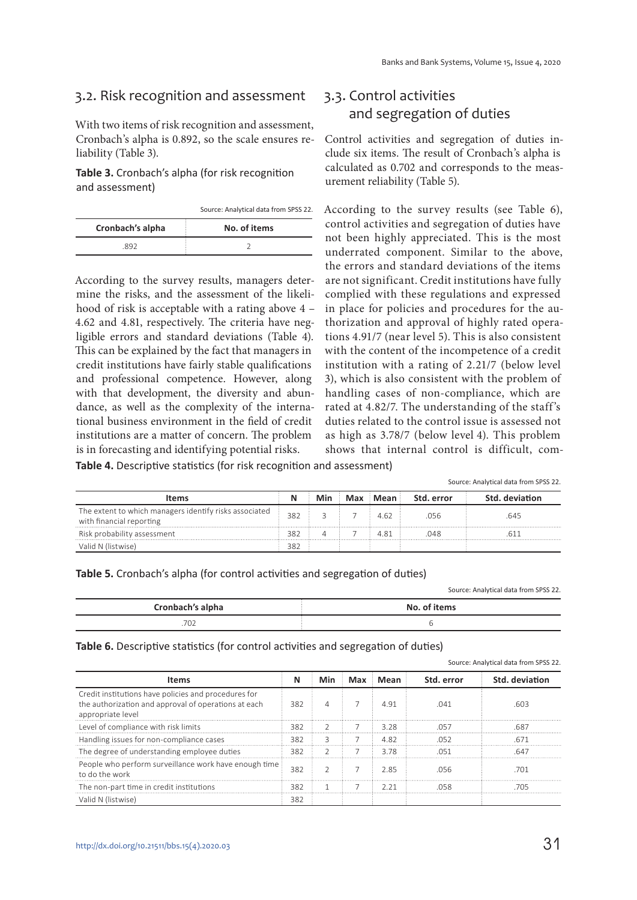## 3.2. Risk recognition and assessment

With two items of risk recognition and assessment, Cronbach's alpha is 0.892, so the scale ensures reliability (Table 3).

**Table 3.** Cronbach's alpha (for risk recognition and assessment)

Source: Analytical data from SPSS 22.

| Cronbach's alpha | No. of items |
|---|---|
| .892 | 2 |

According to the survey results, managers determine the risks, and the assessment of the likelihood of risk is acceptable with a rating above 4 – 4.62 and 4.81, respectively. The criteria have negligible errors and standard deviations (Table 4). This can be explained by the fact that managers in credit institutions have fairly stable qualifications and professional competence. However, along with that development, the diversity and abundance, as well as the complexity of the international business environment in the field of credit institutions are a matter of concern. The problem is in forecasting and identifying potential risks.

## 3.3. Control activities and segregation of duties

Control activities and segregation of duties include six items. The result of Cronbach's alpha is calculated as 0.702 and corresponds to the measurement reliability (Table 5).

According to the survey results (see Table 6), control activities and segregation of duties have not been highly appreciated. This is the most underrated component. Similar to the above, the errors and standard deviations of the items are not significant. Credit institutions have fully complied with these regulations and expressed in place for policies and procedures for the authorization and approval of highly rated operations 4.91/7 (near level 5). This is also consistent with the content of the incompetence of a credit institution with a rating of 2.21/7 (below level 3), which is also consistent with the problem of handling cases of non-compliance, which are rated at 4.82/7. The understanding of the staff's duties related to the control issue is assessed not as high as 3.78/7 (below level 4). This problem shows that internal control is difficult, com-

**Table 4.** Descriptive statistics (for risk recognition and assessment)

Source: Analytical data from SPSS 22.

| Items | N | Min | Max | Mean | Std. error | Std. deviation |
|---|---|---|---|---|---|---|
| The extent to which managers identify risks associated with financial reporting | 382 | 3 | 7 | 4.62 | .056 | .645 |
| Risk probability assessment | 382 | 4 | 7 | 4.81 | .048 | .611 |
| Valid N (listwise) | 382 | | | | | |

**Table 5.** Cronbach's alpha (for control activities and segregation of duties)

Source: Analytical data from SPSS 22.

| Cronbach's alpha | No. of items |
|---|---|
| .702 | 6 |

**Table 6.** Descriptive statistics (for control activities and segregation of duties)

Source: Analytical data from SPSS 22.

| Items | N | Min | Max | Mean | Std. error | Std. deviation |
|---|---|---|---|---|---|---|
| Credit institutions have policies and procedures for the authorization and approval of operations at each appropriate level | 382 | 4 | 7 | 4.91 | .041 | .603 |
| Level of compliance with risk limits | 382 | 2 | 7 | 3.28 | .057 | .687 |
| Handling issues for non-compliance cases | 382 | 3 | 7 | 4.82 | .052 | .671 |
| The degree of understanding employee duties | 382 | 2 | 7 | 3.78 | .051 | .647 |
| People who perform surveillance work have enough time to do the work | 382 | 2 | 7 | 2.85 | .056 | .701 |
| The non-part time in credit institutions | 382 | 1 | 7 | 2.21 | .058 | .705 |
| Valid N (listwise) | 382 | | | | | |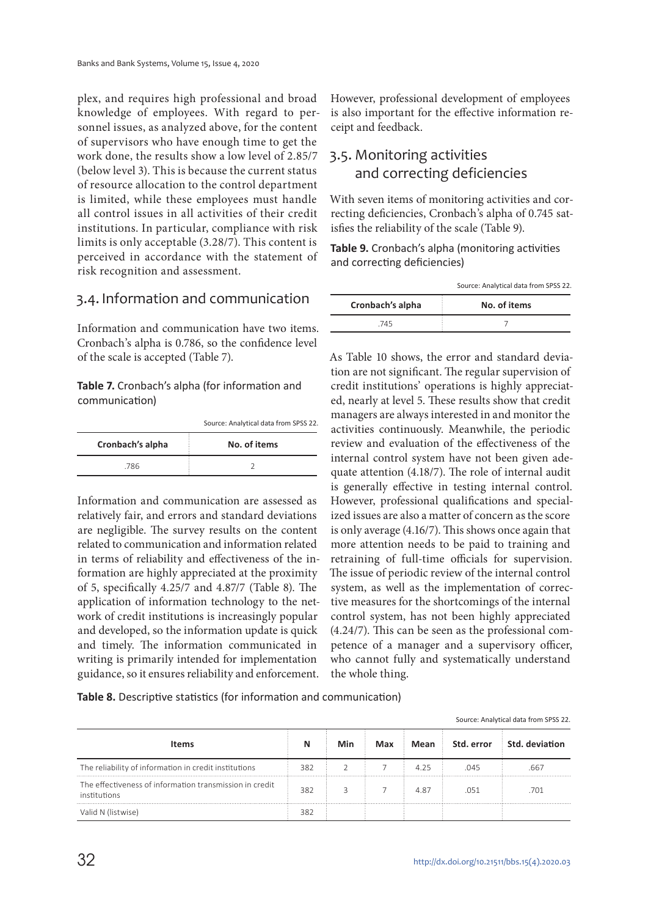plex, and requires high professional and broad knowledge of employees. With regard to personnel issues, as analyzed above, for the content of supervisors who have enough time to get the work done, the results show a low level of 2.85/7 (below level 3). This is because the current status of resource allocation to the control department is limited, while these employees must handle all control issues in all activities of their credit institutions. In particular, compliance with risk limits is only acceptable (3.28/7). This content is perceived in accordance with the statement of risk recognition and assessment.

## 3.4. Information and communication

Information and communication have two items. Cronbach's alpha is 0.786, so the confidence level of the scale is accepted (Table 7).

**Table 7.** Cronbach's alpha (for information and communication)

Source: Analytical data from SPSS 22.

| Cronbach's alpha | No. of items |
|---|---|
| .786 | 2 |

Information and communication are assessed as relatively fair, and errors and standard deviations are negligible. The survey results on the content related to communication and information related in terms of reliability and effectiveness of the information are highly appreciated at the proximity of 5, specifically 4.25/7 and 4.87/7 (Table 8). The application of information technology to the network of credit institutions is increasingly popular and developed, so the information update is quick and timely. The information communicated in writing is primarily intended for implementation guidance, so it ensures reliability and enforcement. However, professional development of employees is also important for the effective information receipt and feedback.

**Table 8.** Descriptive statistics (for information and communication)

Source: Analytical data from SPSS 22.

| Items | N | Min | Max | Mean | Std. error | Std. deviation |
|---|---|---|---|---|---|---|
| The reliability of information in credit institutions | 382 | 2 | 7 | 4.25 | .045 | .667 |
| The effectiveness of information transmission in credit institutions | 382 | 3 | 7 | 4.87 | .051 | .701 |
| Valid N (listwise) | 382 | | | | | |

## 3.5. Monitoring activities and correcting deficiencies

With seven items of monitoring activities and correcting deficiencies, Cronbach's alpha of 0.745 satisfies the reliability of the scale (Table 9).

**Table 9.** Cronbach's alpha (monitoring activities and correcting deficiencies)

Source: Analytical data from SPSS 22.

| Cronbach's alpha | No. of items |
|---|---|
| .745 | 7 |

As Table 10 shows, the error and standard deviation are not significant. The regular supervision of credit institutions' operations is highly appreciated, nearly at level 5. These results show that credit managers are always interested in and monitor the activities continuously. Meanwhile, the periodic review and evaluation of the effectiveness of the internal control system have not been given adequate attention (4.18/7). The role of internal audit is generally effective in testing internal control. However, professional qualifications and specialized issues are also a matter of concern as the score is only average (4.16/7). This shows once again that more attention needs to be paid to training and retraining of full-time officials for supervision. The issue of periodic review of the internal control system, as well as the implementation of corrective measures for the shortcomings of the internal control system, has not been highly appreciated (4.24/7). This can be seen as the professional competence of a manager and a supervisory officer, who cannot fully and systematically understand the whole thing.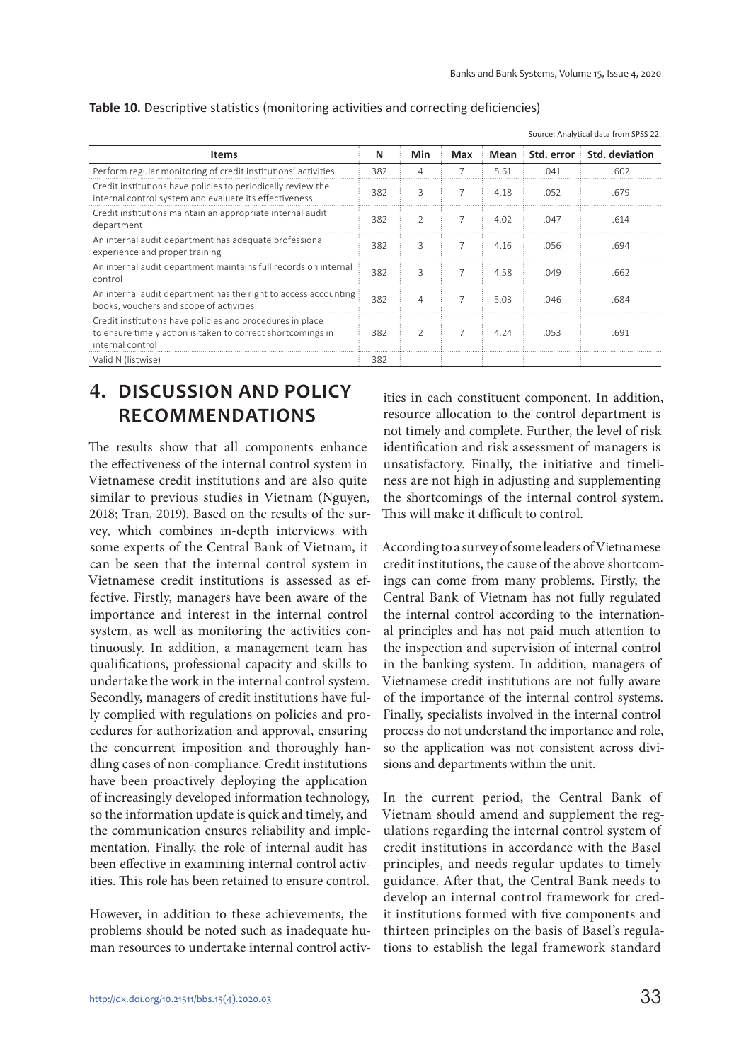**Table 10.** Descriptive statistics (monitoring activities and correcting deficiencies)

Source: Analytical data from SPSS 22.

| Items | N | Min | Max | Mean | Std. error | Std. deviation |
|---|---|---|---|---|---|---|
| Perform regular monitoring of credit institutions' activities | 382 | 4 | 7 | 5.61 | .041 | .602 |
| Credit institutions have policies to periodically review the internal control system and evaluate its effectiveness | 382 | 3 | 7 | 4.18 | .052 | .679 |
| Credit institutions maintain an appropriate internal audit department | 382 | 2 | 7 | 4.02 | .047 | .614 |
| An internal audit department has adequate professional experience and proper training | 382 | 3 | 7 | 4.16 | .056 | .694 |
| An internal audit department maintains full records on internal control | 382 | 3 | 7 | 4.58 | .049 | .662 |
| An internal audit department has the right to access accounting books, vouchers and scope of activities | 382 | 4 | 7 | 5.03 | .046 | .684 |
| Credit institutions have policies and procedures in place to ensure timely action is taken to correct shortcomings in internal control | 382 | 2 | 7 | 4.24 | .053 | .691 |
| Valid N (listwise) | 382 | | | | | |

# 4. DISCUSSION AND POLICY RECOMMENDATIONS

The results show that all components enhance the effectiveness of the internal control system in Vietnamese credit institutions and are also quite similar to previous studies in Vietnam (Nguyen, 2018; Tran, 2019). Based on the results of the survey, which combines in-depth interviews with some experts of the Central Bank of Vietnam, it can be seen that the internal control system in Vietnamese credit institutions is assessed as effective. Firstly, managers have been aware of the importance and interest in the internal control system, as well as monitoring the activities continuously. In addition, a management team has qualifications, professional capacity and skills to undertake the work in the internal control system. Secondly, managers of credit institutions have fully complied with regulations on policies and procedures for authorization and approval, ensuring the concurrent imposition and thoroughly handling cases of non-compliance. Credit institutions have been proactively deploying the application of increasingly developed information technology, so the information update is quick and timely, and the communication ensures reliability and implementation. Finally, the role of internal audit has been effective in examining internal control activities. This role has been retained to ensure control.

However, in addition to these achievements, the problems should be noted such as inadequate human resources to undertake internal control activities in each constituent component. In addition, resource allocation to the control department is not timely and complete. Further, the level of risk identification and risk assessment of managers is unsatisfactory. Finally, the initiative and timeliness are not high in adjusting and supplementing the shortcomings of the internal control system. This will make it difficult to control.

According to a survey of some leaders of Vietnamese credit institutions, the cause of the above shortcomings can come from many problems. Firstly, the Central Bank of Vietnam has not fully regulated the internal control according to the international principles and has not paid much attention to the inspection and supervision of internal control in the banking system. In addition, managers of Vietnamese credit institutions are not fully aware of the importance of the internal control systems. Finally, specialists involved in the internal control process do not understand the importance and role, so the application was not consistent across divisions and departments within the unit.

In the current period, the Central Bank of Vietnam should amend and supplement the regulations regarding the internal control system of credit institutions in accordance with the Basel principles, and needs regular updates to timely guidance. After that, the Central Bank needs to develop an internal control framework for credit institutions formed with five components and thirteen principles on the basis of Basel's regulations to establish the legal framework standard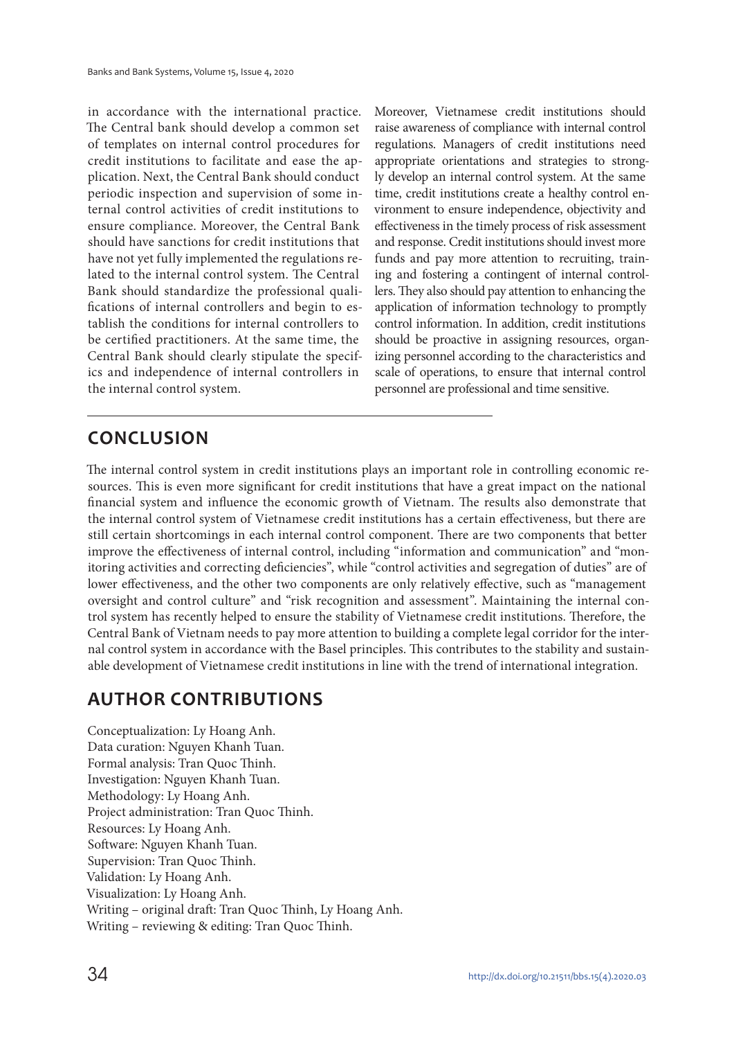in accordance with the international practice. The Central bank should develop a common set of templates on internal control procedures for credit institutions to facilitate and ease the application. Next, the Central Bank should conduct periodic inspection and supervision of some internal control activities of credit institutions to ensure compliance. Moreover, the Central Bank should have sanctions for credit institutions that have not yet fully implemented the regulations related to the internal control system. The Central Bank should standardize the professional qualifications of internal controllers and begin to establish the conditions for internal controllers to be certified practitioners. At the same time, the Central Bank should clearly stipulate the specifics and independence of internal controllers in the internal control system.

Moreover, Vietnamese credit institutions should raise awareness of compliance with internal control regulations. Managers of credit institutions need appropriate orientations and strategies to strongly develop an internal control system. At the same time, credit institutions create a healthy control environment to ensure independence, objectivity and effectiveness in the timely process of risk assessment and response. Credit institutions should invest more funds and pay more attention to recruiting, training and fostering a contingent of internal controllers. They also should pay attention to enhancing the application of information technology to promptly control information. In addition, credit institutions should be proactive in assigning resources, organizing personnel according to the characteristics and scale of operations, to ensure that internal control personnel are professional and time sensitive.

## CONCLUSION

The internal control system in credit institutions plays an important role in controlling economic resources. This is even more significant for credit institutions that have a great impact on the national financial system and influence the economic growth of Vietnam. The results also demonstrate that the internal control system of Vietnamese credit institutions has a certain effectiveness, but there are still certain shortcomings in each internal control component. There are two components that better improve the effectiveness of internal control, including "information and communication" and "monitoring activities and correcting deficiencies", while "control activities and segregation of duties" are of lower effectiveness, and the other two components are only relatively effective, such as "management oversight and control culture" and "risk recognition and assessment". Maintaining the internal control system has recently helped to ensure the stability of Vietnamese credit institutions. Therefore, the Central Bank of Vietnam needs to pay more attention to building a complete legal corridor for the internal control system in accordance with the Basel principles. This contributes to the stability and sustainable development of Vietnamese credit institutions in line with the trend of international integration.

## AUTHOR CONTRIBUTIONS

Conceptualization: Ly Hoang Anh.
Data curation: Nguyen Khanh Tuan.
Formal analysis: Tran Quoc Thinh.
Investigation: Nguyen Khanh Tuan.
Methodology: Ly Hoang Anh.
Project administration: Tran Quoc Thinh.
Resources: Ly Hoang Anh.
Software: Nguyen Khanh Tuan.
Supervision: Tran Quoc Thinh.
Validation: Ly Hoang Anh.
Visualization: Ly Hoang Anh.
Writing – original draft: Tran Quoc Thinh, Ly Hoang Anh.
Writing – reviewing & editing: Tran Quoc Thinh.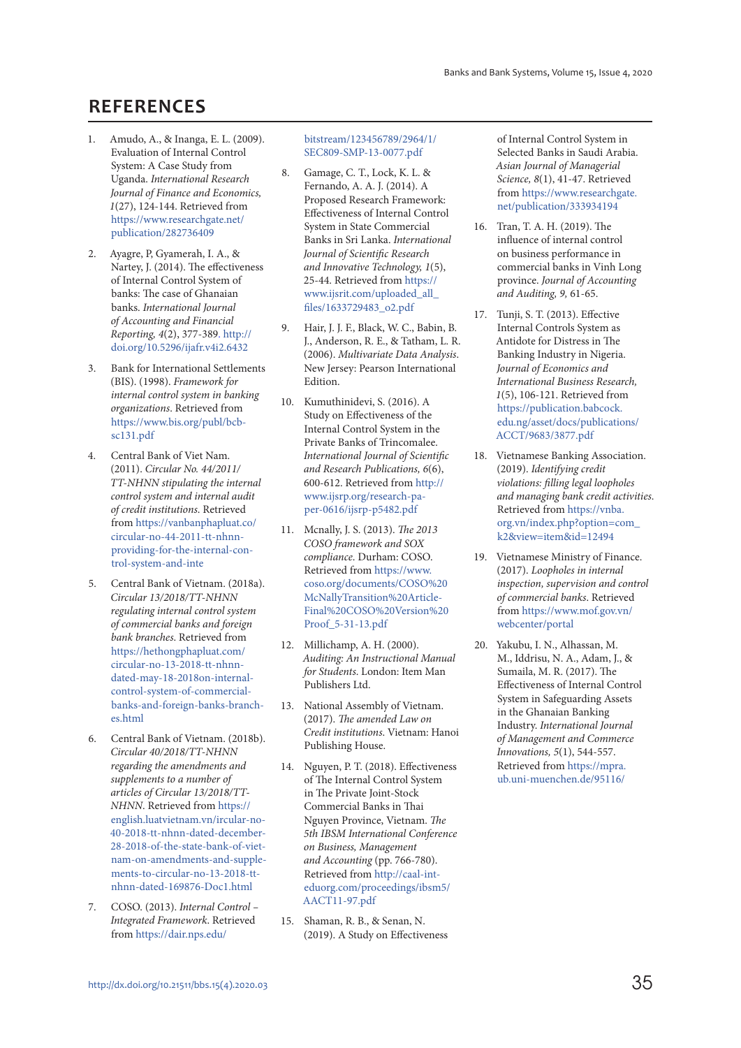## REFERENCES

1. Amudo, A., & Inanga, E. L. (2009). Evaluation of Internal Control System: A Case Study from Uganda. *International Research Journal of Finance and Economics, 1*(27), 124-144. Retrieved from https://www.researchgate.net/publication/282736409
2. Ayagre, P, Gyamerah, I. A., & Nartey, J. (2014). The effectiveness of Internal Control System of banks: The case of Ghanaian banks. *International Journal of Accounting and Financial Reporting, 4*(2), 377-389. http://doi.org/10.5296/ijafr.v4i2.6432
3. Bank for International Settlements (BIS). (1998). *Framework for internal control system in banking organizations*. Retrieved from https://www.bis.org/publ/bcbsc131.pdf
4. Central Bank of Viet Nam. (2011). *Circular No. 44/2011/TT-NHNN stipulating the internal control system and internal audit of credit institutions*. Retrieved from https://vanbanphapluat.co/circular-no-44-2011-tt-nhnn-providing-for-the-internal-control-system-and-inte
5. Central Bank of Vietnam. (2018a). *Circular 13/2018/TT-NHNN regulating internal control system of commercial banks and foreign bank branches*. Retrieved from https://hethongphapluat.com/circular-no-13-2018-tt-nhnn-dated-may-18-2018on-internal-control-system-of-commercial-banks-and-foreign-banks-branches.html
6. Central Bank of Vietnam. (2018b). *Circular 40/2018/TT-NHNN regarding the amendments and supplements to a number of articles of Circular 13/2018/TT-NHNN*. Retrieved from https://english.luatvietnam.vn/ircular-no-40-2018-tt-nhnn-dated-december-28-2018-of-the-state-bank-of-vietnam-on-amendments-and-supplements-to-circular-no-13-2018-tt-nhnn-dated-169876-Doc1.html
7. COSO. (2013). *Internal Control – Integrated Framework*. Retrieved from https://dair.nps.edu/bitstream/123456789/2964/1/SEC809-SMP-13-0077.pdf
8. Gamage, C. T., Lock, K. L. & Fernando, A. A. J. (2014). A Proposed Research Framework: Effectiveness of Internal Control System in State Commercial Banks in Sri Lanka. *International Journal of Scientific Research and Innovative Technology, 1*(5), 25-44. Retrieved from https://www.ijsrit.com/uploaded_all_files/1633729483_o2.pdf
9. Hair, J. J. F., Black, W. C., Babin, B. J., Anderson, R. E., & Tatham, L. R. (2006). *Multivariate Data Analysis*. New Jersey: Pearson International Edition.
10. Kumuthinidevi, S. (2016). A Study on Effectiveness of the Internal Control System in the Private Banks of Trincomalee. *International Journal of Scientific and Research Publications, 6*(6), 600-612. Retrieved from http://www.ijsrp.org/research-paper-0616/ijsrp-p5482.pdf
11. Mcnally, J. S. (2013). *The 2013 COSO framework and SOX compliance*. Durham: COSO. Retrieved from https://www.coso.org/documents/COSO%20McNallyTransition%20Article-Final%20COSO%20Version%20Proof_5-31-13.pdf
12. Millichamp, A. H. (2000). *Auditing: An Instructional Manual for Students*. London: Item Man Publishers Ltd.
13. National Assembly of Vietnam. (2017). *The amended Law on Credit institutions*. Vietnam: Hanoi Publishing House.
14. Nguyen, P. T. (2018). Effectiveness of The Internal Control System in The Private Joint-Stock Commercial Banks in Thai Nguyen Province, Vietnam. *The 5th IBSM International Conference on Business, Management and Accounting* (pp. 766-780). Retrieved from http://caal-inteduorg.com/proceedings/ibsm5/AACT11-97.pdf
15. Shaman, R. B., & Senan, N. (2019). A Study on Effectiveness of Internal Control System in Selected Banks in Saudi Arabia. *Asian Journal of Managerial Science, 8*(1), 41-47. Retrieved from https://www.researchgate.net/publication/333934194
16. Tran, T. A. H. (2019). The influence of internal control on business performance in commercial banks in Vinh Long province. *Journal of Accounting and Auditing, 9*, 61-65.
17. Tunji, S. T. (2013). Effective Internal Controls System as Antidote for Distress in The Banking Industry in Nigeria. *Journal of Economics and International Business Research, 1*(5), 106-121. Retrieved from https://publication.babcock.edu.ng/asset/docs/publications/ACCT/9683/3877.pdf
18. Vietnamese Banking Association. (2019). *Identifying credit violations: filling legal loopholes and managing bank credit activities*. Retrieved from https://vnba.org.vn/index.php?option=com_k2&view=item&id=12494
19. Vietnamese Ministry of Finance. (2017). *Loopholes in internal inspection, supervision and control of commercial banks*. Retrieved from https://www.mof.gov.vn/webcenter/portal
20. Yakubu, I. N., Alhassan, M. M., Iddrisu, N. A., Adam, J., & Sumaila, M. R. (2017). The Effectiveness of Internal Control System in Safeguarding Assets in the Ghanaian Banking Industry. *International Journal of Management and Commerce Innovations, 5*(1), 544-557. Retrieved from https://mpra.ub.uni-muenchen.de/95116/